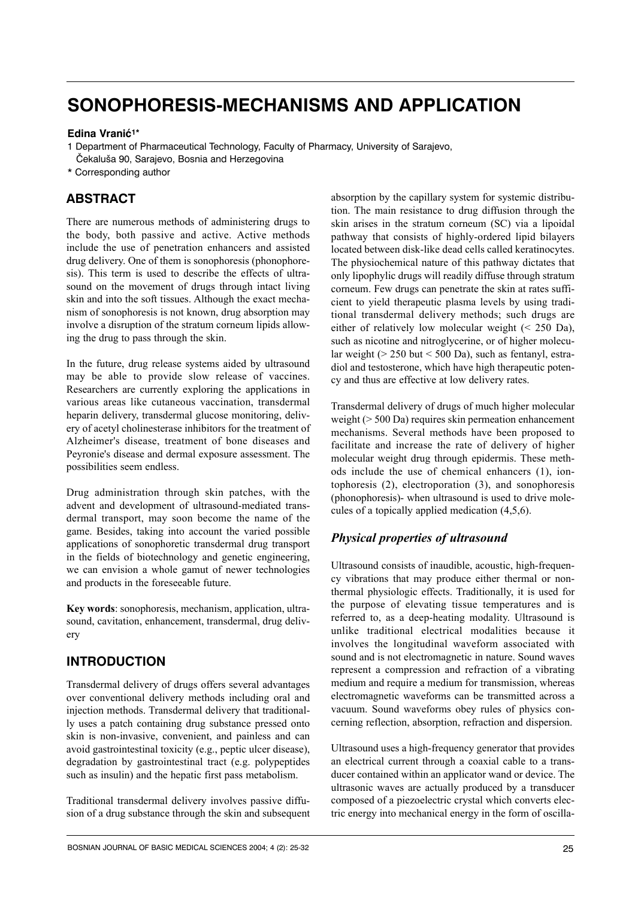# SONOPHORESIS-MECHANISMS AND APPLICATION

**Edina Vranić[1]***

1 Department of Pharmaceutical Technology, Faculty of Pharmacy, University of Sarajevo, Čekaluša 90, Sarajevo, Bosnia and Herzegovina

* Corresponding author

## ABSTRACT

There are numerous methods of administering drugs to the body, both passive and active. Active methods include the use of penetration enhancers and assisted drug delivery. One of them is sonophoresis (phonophoresis). This term is used to describe the effects of ultrasound on the movement of drugs through intact living skin and into the soft tissues. Although the exact mechanism of sonophoresis is not known, drug absorption may involve a disruption of the stratum corneum lipids allowing the drug to pass through the skin.

In the future, drug release systems aided by ultrasound may be able to provide slow release of vaccines. Researchers are currently exploring the applications in various areas like cutaneous vaccination, transdermal heparin delivery, transdermal glucose monitoring, delivery of acetyl cholinesterase inhibitors for the treatment of Alzheimer's disease, treatment of bone diseases and Peyronie's disease and dermal exposure assessment. The possibilities seem endless.

Drug administration through skin patches, with the advent and development of ultrasound-mediated transdermal transport, may soon become the name of the game. Besides, taking into account the varied possible applications of sonophoretic transdermal drug transport in the fields of biotechnology and genetic engineering, we can envision a whole gamut of newer technologies and products in the foreseeable future.

**Key words**: sonophoresis, mechanism, application, ultrasound, cavitation, enhancement, transdermal, drug delivery

## INTRODUCTION

Transdermal delivery of drugs offers several advantages over conventional delivery methods including oral and injection methods. Transdermal delivery that traditionally uses a patch containing drug substance pressed onto skin is non-invasive, convenient, and painless and can avoid gastrointestinal toxicity (e.g., peptic ulcer disease), degradation by gastrointestinal tract (e.g. polypeptides such as insulin) and the hepatic first pass metabolism.

Traditional transdermal delivery involves passive diffusion of a drug substance through the skin and subsequent absorption by the capillary system for systemic distribution. The main resistance to drug diffusion through the skin arises in the stratum corneum (SC) via a lipoidal pathway that consists of highly-ordered lipid bilayers located between disk-like dead cells called keratinocytes. The physiochemical nature of this pathway dictates that only lipophylic drugs will readily diffuse through stratum corneum. Few drugs can penetrate the skin at rates sufficient to yield therapeutic plasma levels by using traditional transdermal delivery methods; such drugs are either of relatively low molecular weight (< 250 Da), such as nicotine and nitroglycerine, or of higher molecular weight (> 250 but < 500 Da), such as fentanyl, estradiol and testosterone, which have high therapeutic potency and thus are effective at low delivery rates.

Transdermal delivery of drugs of much higher molecular weight (> 500 Da) requires skin permeation enhancement mechanisms. Several methods have been proposed to facilitate and increase the rate of delivery of higher molecular weight drug through epidermis. These methods include the use of chemical enhancers (1), iontophoresis (2), electroporation (3), and sonophoresis (phonophoresis)- when ultrasound is used to drive molecules of a topically applied medication (4,5,6).

### *Physical properties of ultrasound*

Ultrasound consists of inaudible, acoustic, high-frequency vibrations that may produce either thermal or nonthermal physiologic effects. Traditionally, it is used for the purpose of elevating tissue temperatures and is referred to, as a deep-heating modality. Ultrasound is unlike traditional electrical modalities because it involves the longitudinal waveform associated with sound and is not electromagnetic in nature. Sound waves represent a compression and refraction of a vibrating medium and require a medium for transmission, whereas electromagnetic waveforms can be transmitted across a vacuum. Sound waveforms obey rules of physics concerning reflection, absorption, refraction and dispersion.

Ultrasound uses a high-frequency generator that provides an electrical current through a coaxial cable to a transducer contained within an applicator wand or device. The ultrasonic waves are actually produced by a transducer composed of a piezoelectric crystal which converts electric energy into mechanical energy in the form of oscilla-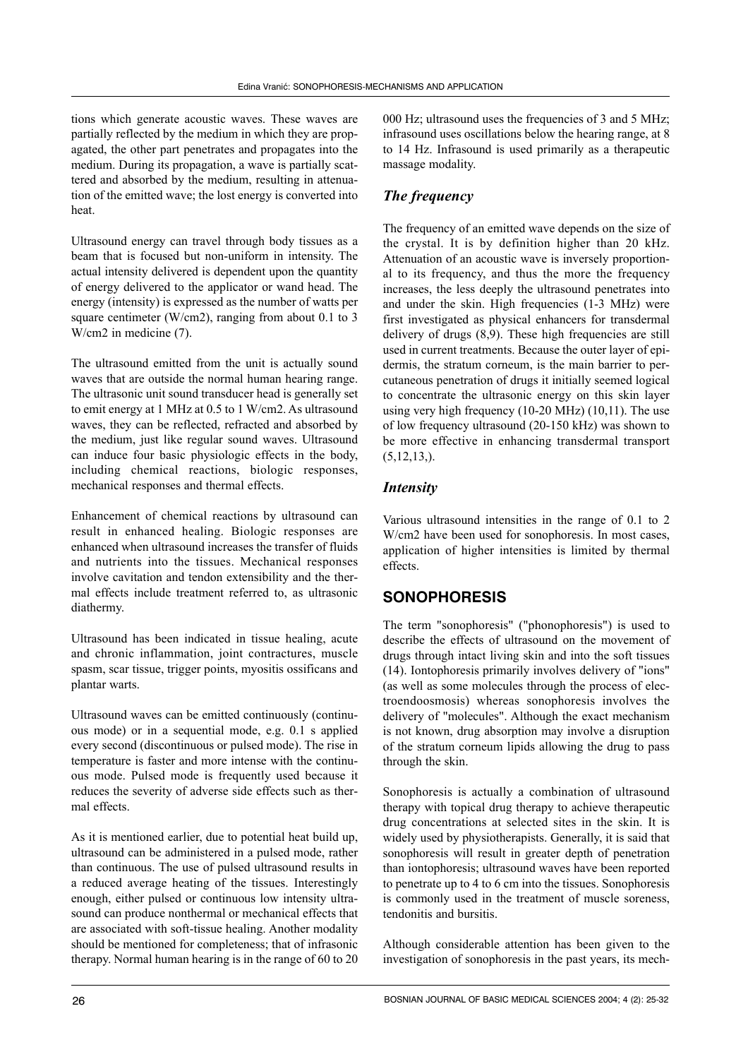tions which generate acoustic waves. These waves are partially reflected by the medium in which they are propagated, the other part penetrates and propagates into the medium. During its propagation, a wave is partially scattered and absorbed by the medium, resulting in attenuation of the emitted wave; the lost energy is converted into heat.

Ultrasound energy can travel through body tissues as a beam that is focused but non-uniform in intensity. The actual intensity delivered is dependent upon the quantity of energy delivered to the applicator or wand head. The energy (intensity) is expressed as the number of watts per square centimeter (W/cm2), ranging from about 0.1 to 3 W/cm2 in medicine (7).

The ultrasound emitted from the unit is actually sound waves that are outside the normal human hearing range. The ultrasonic unit sound transducer head is generally set to emit energy at 1 MHz at 0.5 to 1 W/cm2. As ultrasound waves, they can be reflected, refracted and absorbed by the medium, just like regular sound waves. Ultrasound can induce four basic physiologic effects in the body, including chemical reactions, biologic responses, mechanical responses and thermal effects.

Enhancement of chemical reactions by ultrasound can result in enhanced healing. Biologic responses are enhanced when ultrasound increases the transfer of fluids and nutrients into the tissues. Mechanical responses involve cavitation and tendon extensibility and the thermal effects include treatment referred to, as ultrasonic diathermy.

Ultrasound has been indicated in tissue healing, acute and chronic inflammation, joint contractures, muscle spasm, scar tissue, trigger points, myositis ossificans and plantar warts.

Ultrasound waves can be emitted continuously (continuous mode) or in a sequential mode, e.g. 0.1 s applied every second (discontinuous or pulsed mode). The rise in temperature is faster and more intense with the continuous mode. Pulsed mode is frequently used because it reduces the severity of adverse side effects such as thermal effects.

As it is mentioned earlier, due to potential heat build up, ultrasound can be administered in a pulsed mode, rather than continuous. The use of pulsed ultrasound results in a reduced average heating of the tissues. Interestingly enough, either pulsed or continuous low intensity ultrasound can produce nonthermal or mechanical effects that are associated with soft-tissue healing. Another modality should be mentioned for completeness; that of infrasonic therapy. Normal human hearing is in the range of 60 to 20 000 Hz; ultrasound uses the frequencies of 3 and 5 MHz; infrasound uses oscillations below the hearing range, at 8 to 14 Hz. Infrasound is used primarily as a therapeutic massage modality.

### *The frequency*

The frequency of an emitted wave depends on the size of the crystal. It is by definition higher than 20 kHz. Attenuation of an acoustic wave is inversely proportional to its frequency, and thus the more the frequency increases, the less deeply the ultrasound penetrates into and under the skin. High frequencies (1-3 MHz) were first investigated as physical enhancers for transdermal delivery of drugs (8,9). These high frequencies are still used in current treatments. Because the outer layer of epidermis, the stratum corneum, is the main barrier to percutaneous penetration of drugs it initially seemed logical to concentrate the ultrasonic energy on this skin layer using very high frequency (10-20 MHz) (10,11). The use of low frequency ultrasound (20-150 kHz) was shown to be more effective in enhancing transdermal transport (5,12,13,).

### *Intensity*

Various ultrasound intensities in the range of 0.1 to 2 W/cm2 have been used for sonophoresis. In most cases, application of higher intensities is limited by thermal effects.

## SONOPHORESIS

The term "sonophoresis" ("phonophoresis") is used to describe the effects of ultrasound on the movement of drugs through intact living skin and into the soft tissues (14). Iontophoresis primarily involves delivery of "ions" (as well as some molecules through the process of electroendoosmosis) whereas sonophoresis involves the delivery of "molecules". Although the exact mechanism is not known, drug absorption may involve a disruption of the stratum corneum lipids allowing the drug to pass through the skin.

Sonophoresis is actually a combination of ultrasound therapy with topical drug therapy to achieve therapeutic drug concentrations at selected sites in the skin. It is widely used by physiotherapists. Generally, it is said that sonophoresis will result in greater depth of penetration than iontophoresis; ultrasound waves have been reported to penetrate up to 4 to 6 cm into the tissues. Sonophoresis is commonly used in the treatment of muscle soreness, tendonitis and bursitis.

Although considerable attention has been given to the investigation of sonophoresis in the past years, its mech-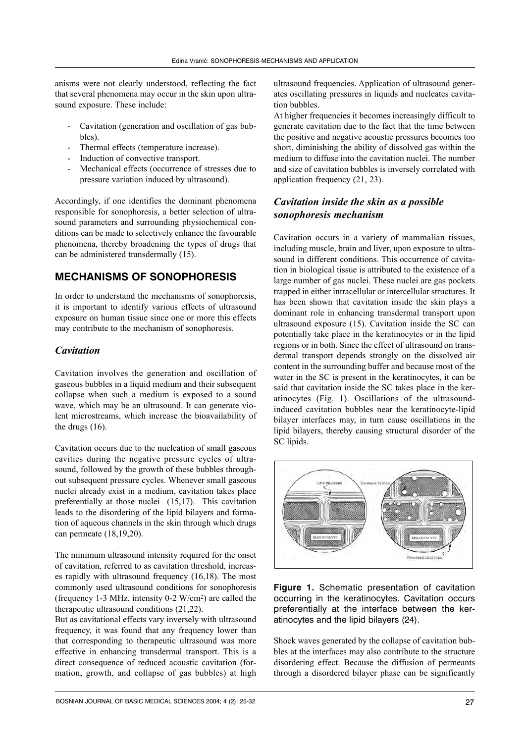anisms were not clearly understood, reflecting the fact that several phenomena may occur in the skin upon ultrasound exposure. These include:

- Cavitation (generation and oscillation of gas bubbles).
- Thermal effects (temperature increase).
- Induction of convective transport.
- Mechanical effects (occurrence of stresses due to pressure variation induced by ultrasound).

Accordingly, if one identifies the dominant phenomena responsible for sonophoresis, a better selection of ultrasound parameters and surrounding physiochemical conditions can be made to selectively enhance the favourable phenomena, thereby broadening the types of drugs that can be administered transdermally (15).

## MECHANISMS OF SONOPHORESIS

In order to understand the mechanisms of sonophoresis, it is important to identify various effects of ultrasound exposure on human tissue since one or more this effects may contribute to the mechanism of sonophoresis.

### *Cavitation*

Cavitation involves the generation and oscillation of gaseous bubbles in a liquid medium and their subsequent collapse when such a medium is exposed to a sound wave, which may be an ultrasound. It can generate violent microstreams, which increase the bioavailability of the drugs (16).

Cavitation occurs due to the nucleation of small gaseous cavities during the negative pressure cycles of ultrasound, followed by the growth of these bubbles throughout subsequent pressure cycles. Whenever small gaseous nuclei already exist in a medium, cavitation takes place preferentially at those nuclei (15,17). This cavitation leads to the disordering of the lipid bilayers and formation of aqueous channels in the skin through which drugs can permeate (18,19,20).

The minimum ultrasound intensity required for the onset of cavitation, referred to as cavitation threshold, increases rapidly with ultrasound frequency (16,18). The most commonly used ultrasound conditions for sonophoresis (frequency 1-3 MHz, intensity 0-2 W/cm$^2$) are called the therapeutic ultrasound conditions (21,22).

But as cavitational effects vary inversely with ultrasound frequency, it was found that any frequency lower than that corresponding to therapeutic ultrasound was more effective in enhancing transdermal transport. This is a direct consequence of reduced acoustic cavitation (formation, growth, and collapse of gas bubbles) at high ultrasound frequencies. Application of ultrasound generates oscillating pressures in liquids and nucleates cavitation bubbles.

At higher frequencies it becomes increasingly difficult to generate cavitation due to the fact that the time between the positive and negative acoustic pressures becomes too short, diminishing the ability of dissolved gas within the medium to diffuse into the cavitation nuclei. The number and size of cavitation bubbles is inversely correlated with application frequency (21, 23).

### *Cavitation inside the skin as a possible sonophoresis mechanism*

Cavitation occurs in a variety of mammalian tissues, including muscle, brain and liver, upon exposure to ultrasound in different conditions. This occurrence of cavitation in biological tissue is attributed to the existence of a large number of gas nuclei. These nuclei are gas pockets trapped in either intracellular or intercellular structures. It has been shown that cavitation inside the skin plays a dominant role in enhancing transdermal transport upon ultrasound exposure (15). Cavitation inside the SC can potentially take place in the keratinocytes or in the lipid regions or in both. Since the effect of ultrasound on transdermal transport depends strongly on the dissolved air content in the surrounding buffer and because most of the water in the SC is present in the keratinocytes, it can be said that cavitation inside the SC takes place in the keratinocytes (Fig. 1). Oscillations of the ultrasound-induced cavitation bubbles near the keratinocyte-lipid bilayer interfaces may, in turn cause oscillations in the lipid bilayers, thereby causing structural disorder of the SC lipids.

**Figure 1.** Schematic presentation of cavitation occurring in the keratinocytes. Cavitation occurs preferentially at the interface between the keratinocytes and the lipid bilayers (24).

Shock waves generated by the collapse of cavitation bubbles at the interfaces may also contribute to the structure disordering effect. Because the diffusion of permeants through a disordered bilayer phase can be significantly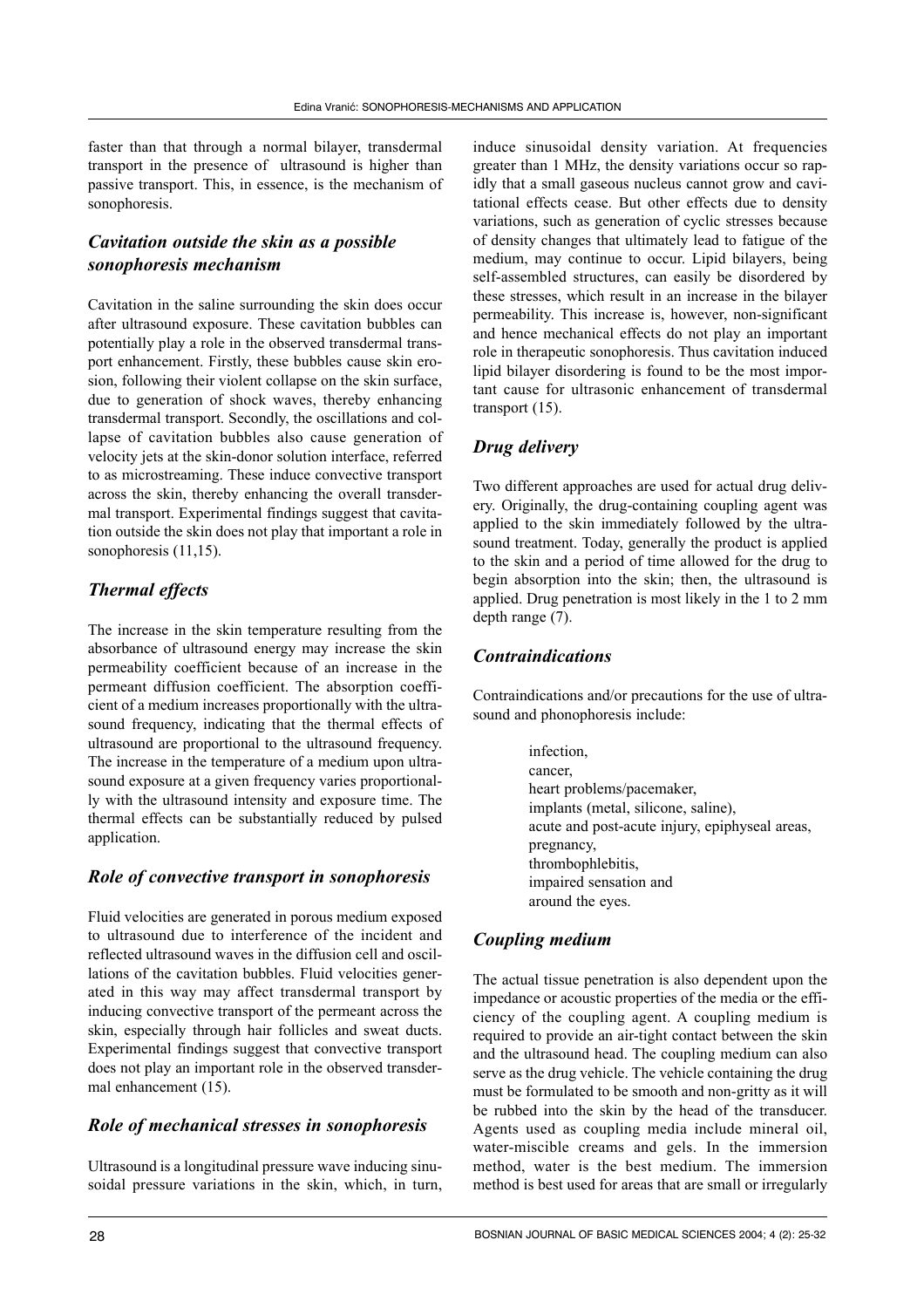faster than that through a normal bilayer, transdermal transport in the presence of ultrasound is higher than passive transport. This, in essence, is the mechanism of sonophoresis.

## *Cavitation outside the skin as a possible sonophoresis mechanism*

Cavitation in the saline surrounding the skin does occur after ultrasound exposure. These cavitation bubbles can potentially play a role in the observed transdermal transport enhancement. Firstly, these bubbles cause skin erosion, following their violent collapse on the skin surface, due to generation of shock waves, thereby enhancing transdermal transport. Secondly, the oscillations and collapse of cavitation bubbles also cause generation of velocity jets at the skin-donor solution interface, referred to as microstreaming. These induce convective transport across the skin, thereby enhancing the overall transdermal transport. Experimental findings suggest that cavitation outside the skin does not play that important a role in sonophoresis (11,15).

## *Thermal effects*

The increase in the skin temperature resulting from the absorbance of ultrasound energy may increase the skin permeability coefficient because of an increase in the permeant diffusion coefficient. The absorption coefficient of a medium increases proportionally with the ultrasound frequency, indicating that the thermal effects of ultrasound are proportional to the ultrasound frequency. The increase in the temperature of a medium upon ultrasound exposure at a given frequency varies proportionally with the ultrasound intensity and exposure time. The thermal effects can be substantially reduced by pulsed application.

## *Role of convective transport in sonophoresis*

Fluid velocities are generated in porous medium exposed to ultrasound due to interference of the incident and reflected ultrasound waves in the diffusion cell and oscillations of the cavitation bubbles. Fluid velocities generated in this way may affect transdermal transport by inducing convective transport of the permeant across the skin, especially through hair follicles and sweat ducts. Experimental findings suggest that convective transport does not play an important role in the observed transdermal enhancement (15).

## *Role of mechanical stresses in sonophoresis*

Ultrasound is a longitudinal pressure wave inducing sinusoidal pressure variations in the skin, which, in turn, induce sinusoidal density variation. At frequencies greater than 1 MHz, the density variations occur so rapidly that a small gaseous nucleus cannot grow and cavitational effects cease. But other effects due to density variations, such as generation of cyclic stresses because of density changes that ultimately lead to fatigue of the medium, may continue to occur. Lipid bilayers, being self-assembled structures, can easily be disordered by these stresses, which result in an increase in the bilayer permeability. This increase is, however, non-significant and hence mechanical effects do not play an important role in therapeutic sonophoresis. Thus cavitation induced lipid bilayer disordering is found to be the most important cause for ultrasonic enhancement of transdermal transport (15).

## *Drug delivery*

Two different approaches are used for actual drug delivery. Originally, the drug-containing coupling agent was applied to the skin immediately followed by the ultrasound treatment. Today, generally the product is applied to the skin and a period of time allowed for the drug to begin absorption into the skin; then, the ultrasound is applied. Drug penetration is most likely in the 1 to 2 mm depth range (7).

## *Contraindications*

Contraindications and/or precautions for the use of ultrasound and phonophoresis include:

- infection,
- cancer,
- heart problems/pacemaker,
- implants (metal, silicone, saline),
- acute and post-acute injury, epiphyseal areas,
- pregnancy,
- thrombophlebitis,
- impaired sensation and
- around the eyes.

## *Coupling medium*

The actual tissue penetration is also dependent upon the impedance or acoustic properties of the media or the efficiency of the coupling agent. A coupling medium is required to provide an air-tight contact between the skin and the ultrasound head. The coupling medium can also serve as the drug vehicle. The vehicle containing the drug must be formulated to be smooth and non-gritty as it will be rubbed into the skin by the head of the transducer. Agents used as coupling media include mineral oil, water-miscible creams and gels. In the immersion method, water is the best medium. The immersion method is best used for areas that are small or irregularly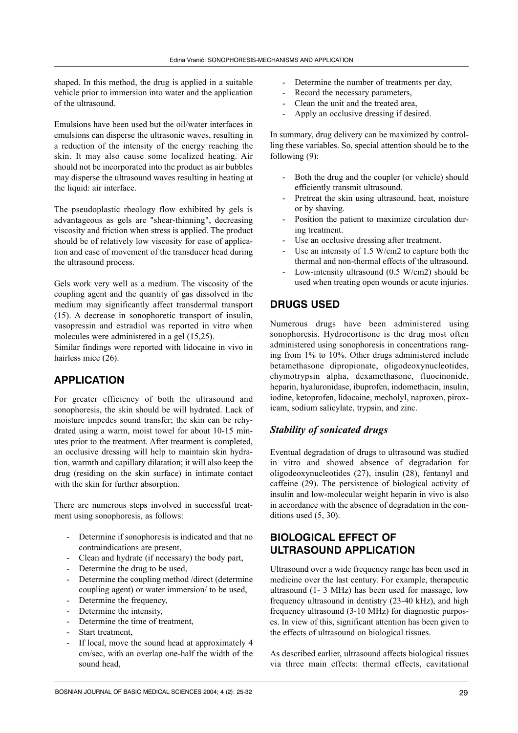shaped. In this method, the drug is applied in a suitable vehicle prior to immersion into water and the application of the ultrasound.

Emulsions have been used but the oil/water interfaces in emulsions can disperse the ultrasonic waves, resulting in a reduction of the intensity of the energy reaching the skin. It may also cause some localized heating. Air should not be incorporated into the product as air bubbles may disperse the ultrasound waves resulting in heating at the liquid: air interface.

The pseudoplastic rheology flow exhibited by gels is advantageous as gels are "shear-thinning", decreasing viscosity and friction when stress is applied. The product should be of relatively low viscosity for ease of application and ease of movement of the transducer head during the ultrasound process.

Gels work very well as a medium. The viscosity of the coupling agent and the quantity of gas dissolved in the medium may significantly affect transdermal transport (15). A decrease in sonophoretic transport of insulin, vasopressin and estradiol was reported in vitro when molecules were administered in a gel (15,25).
Similar findings were reported with lidocaine in vivo in hairless mice (26).

## APPLICATION

For greater efficiency of both the ultrasound and sonophoresis, the skin should be will hydrated. Lack of moisture impedes sound transfer; the skin can be rehydrated using a warm, moist towel for about 10-15 minutes prior to the treatment. After treatment is completed, an occlusive dressing will help to maintain skin hydration, warmth and capillary dilatation; it will also keep the drug (residing on the skin surface) in intimate contact with the skin for further absorption.

There are numerous steps involved in successful treatment using sonophoresis, as follows:

- Determine if sonophoresis is indicated and that no contraindications are present,
- Clean and hydrate (if necessary) the body part,
- Determine the drug to be used,
- Determine the coupling method /direct (determine coupling agent) or water immersion/ to be used,
- Determine the frequency,
- Determine the intensity,
- Determine the time of treatment,
- Start treatment,
- If local, move the sound head at approximately 4 cm/sec, with an overlap one-half the width of the sound head,
- Determine the number of treatments per day,
- Record the necessary parameters,
- Clean the unit and the treated area,
- Apply an occlusive dressing if desired.

In summary, drug delivery can be maximized by controlling these variables. So, special attention should be to the following (9):

- Both the drug and the coupler (or vehicle) should efficiently transmit ultrasound.
- Pretreat the skin using ultrasound, heat, moisture or by shaving.
- Position the patient to maximize circulation during treatment.
- Use an occlusive dressing after treatment.
- Use an intensity of 1.5 W/cm2 to capture both the thermal and non-thermal effects of the ultrasound.
- Low-intensity ultrasound (0.5 W/cm2) should be used when treating open wounds or acute injuries.

## DRUGS USED

Numerous drugs have been administered using sonophoresis. Hydrocortisone is the drug most often administered using sonophoresis in concentrations ranging from 1% to 10%. Other drugs administered include betamethasone dipropionate, oligodeoxynucleotides, chymotrypsin alpha, dexamethasone, fluocinonide, heparin, hyaluronidase, ibuprofen, indomethacin, insulin, iodine, ketoprofen, lidocaine, mecholyl, naproxen, piroxicam, sodium salicylate, trypsin, and zinc.

### *Stability of sonicated drugs*

Eventual degradation of drugs to ultrasound was studied in vitro and showed absence of degradation for oligodeoxynucleotides (27), insulin (28), fentanyl and caffeine (29). The persistence of biological activity of insulin and low-molecular weight heparin in vivo is also in accordance with the absence of degradation in the conditions used (5, 30).

## BIOLOGICAL EFFECT OF ULTRASOUND APPLICATION

Ultrasound over a wide frequency range has been used in medicine over the last century. For example, therapeutic ultrasound (1- 3 MHz) has been used for massage, low frequency ultrasound in dentistry (23-40 kHz), and high frequency ultrasound (3-10 MHz) for diagnostic purposes. In view of this, significant attention has been given to the effects of ultrasound on biological tissues.

As described earlier, ultrasound affects biological tissues via three main effects: thermal effects, cavitational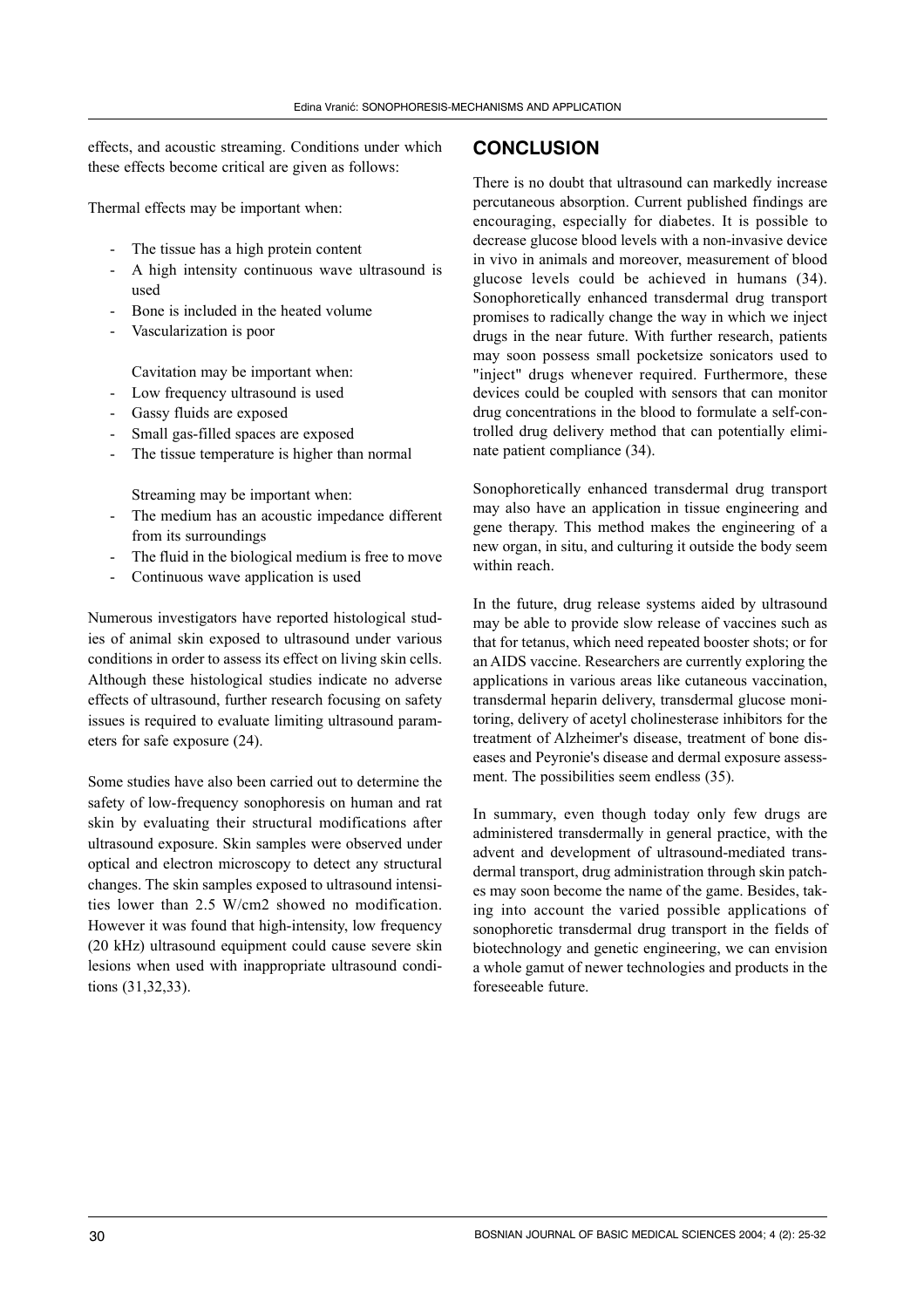effects, and acoustic streaming. Conditions under which these effects become critical are given as follows:

Thermal effects may be important when:

- The tissue has a high protein content
- A high intensity continuous wave ultrasound is used
- Bone is included in the heated volume
- Vascularization is poor

Cavitation may be important when:

- Low frequency ultrasound is used
- Gassy fluids are exposed
- Small gas-filled spaces are exposed
- The tissue temperature is higher than normal

Streaming may be important when:

- The medium has an acoustic impedance different from its surroundings
- The fluid in the biological medium is free to move
- Continuous wave application is used

Numerous investigators have reported histological studies of animal skin exposed to ultrasound under various conditions in order to assess its effect on living skin cells. Although these histological studies indicate no adverse effects of ultrasound, further research focusing on safety issues is required to evaluate limiting ultrasound parameters for safe exposure (24).

Some studies have also been carried out to determine the safety of low-frequency sonophoresis on human and rat skin by evaluating their structural modifications after ultrasound exposure. Skin samples were observed under optical and electron microscopy to detect any structural changes. The skin samples exposed to ultrasound intensities lower than 2.5 W/cm2 showed no modification. However it was found that high-intensity, low frequency (20 kHz) ultrasound equipment could cause severe skin lesions when used with inappropriate ultrasound conditions (31,32,33).

## CONCLUSION

There is no doubt that ultrasound can markedly increase percutaneous absorption. Current published findings are encouraging, especially for diabetes. It is possible to decrease glucose blood levels with a non-invasive device in vivo in animals and moreover, measurement of blood glucose levels could be achieved in humans (34). Sonophoretically enhanced transdermal drug transport promises to radically change the way in which we inject drugs in the near future. With further research, patients may soon possess small pocketsize sonicators used to "inject" drugs whenever required. Furthermore, these devices could be coupled with sensors that can monitor drug concentrations in the blood to formulate a self-controlled drug delivery method that can potentially eliminate patient compliance (34).

Sonophoretically enhanced transdermal drug transport may also have an application in tissue engineering and gene therapy. This method makes the engineering of a new organ, in situ, and culturing it outside the body seem within reach.

In the future, drug release systems aided by ultrasound may be able to provide slow release of vaccines such as that for tetanus, which need repeated booster shots; or for an AIDS vaccine. Researchers are currently exploring the applications in various areas like cutaneous vaccination, transdermal heparin delivery, transdermal glucose monitoring, delivery of acetyl cholinesterase inhibitors for the treatment of Alzheimer's disease, treatment of bone diseases and Peyronie's disease and dermal exposure assessment. The possibilities seem endless (35).

In summary, even though today only few drugs are administered transdermally in general practice, with the advent and development of ultrasound-mediated transdermal transport, drug administration through skin patches may soon become the name of the game. Besides, taking into account the varied possible applications of sonophoretic transdermal drug transport in the fields of biotechnology and genetic engineering, we can envision a whole gamut of newer technologies and products in the foreseeable future.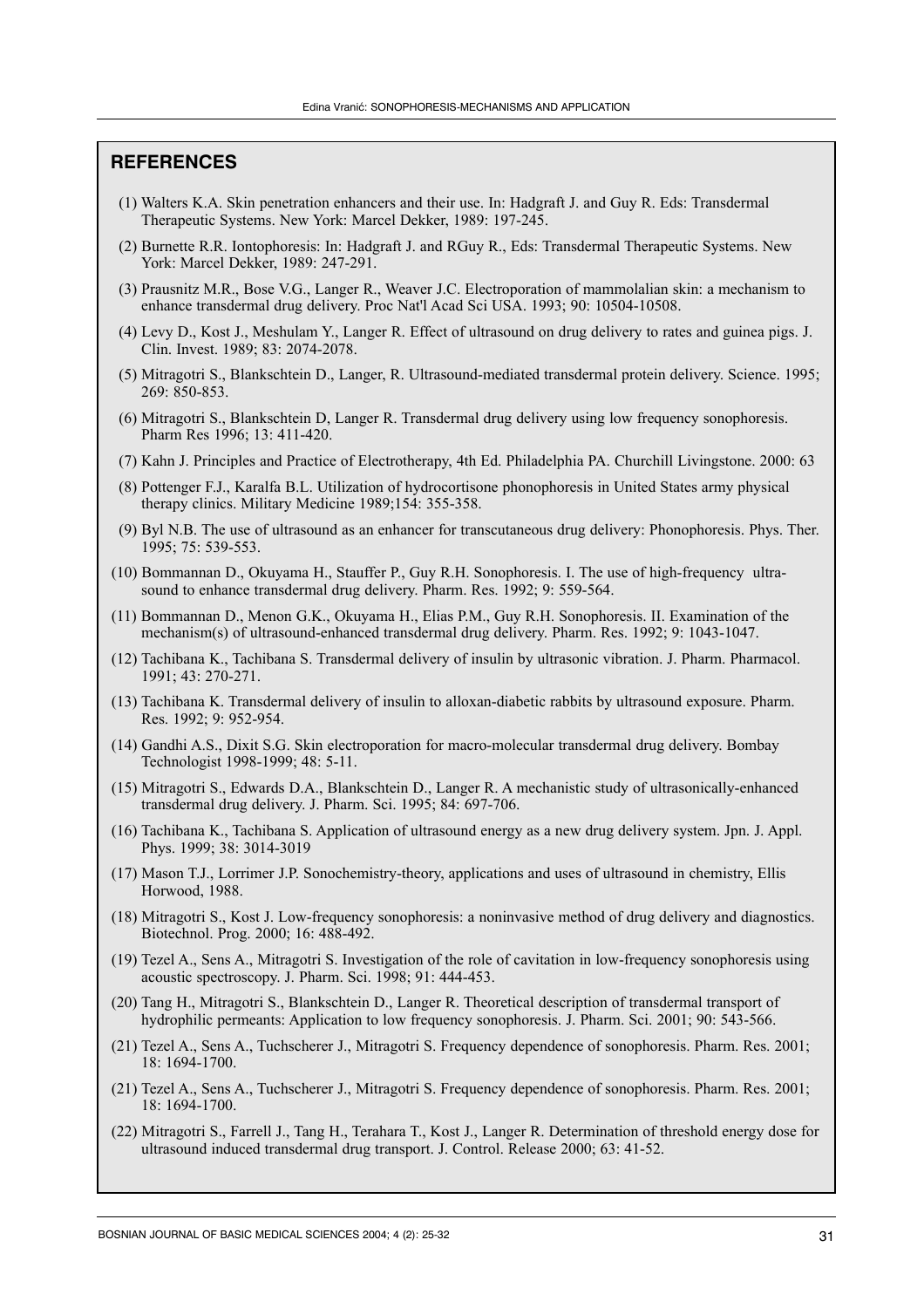## REFERENCES

(1) Walters K.A. Skin penetration enhancers and their use. In: Hadgraft J. and Guy R. Eds: Transdermal Therapeutic Systems. New York: Marcel Dekker, 1989: 197-245.

(2) Burnette R.R. Iontophoresis: In: Hadgraft J. and RGuy R., Eds: Transdermal Therapeutic Systems. New York: Marcel Dekker, 1989: 247-291.

(3) Prausnitz M.R., Bose V.G., Langer R., Weaver J.C. Electroporation of mammolalian skin: a mechanism to enhance transdermal drug delivery. Proc Nat'l Acad Sci USA. 1993; 90: 10504-10508.

(4) Levy D., Kost J., Meshulam Y., Langer R. Effect of ultrasound on drug delivery to rates and guinea pigs. J. Clin. Invest. 1989; 83: 2074-2078.

(5) Mitragotri S., Blankschtein D., Langer, R. Ultrasound-mediated transdermal protein delivery. Science. 1995; 269: 850-853.

(6) Mitragotri S., Blankschtein D, Langer R. Transdermal drug delivery using low frequency sonophoresis. Pharm Res 1996; 13: 411-420.

(7) Kahn J. Principles and Practice of Electrotherapy, 4th Ed. Philadelphia PA. Churchill Livingstone. 2000: 63

(8) Pottenger F.J., Karalfa B.L. Utilization of hydrocortisone phonophoresis in United States army physical therapy clinics. Military Medicine 1989;154: 355-358.

(9) Byl N.B. The use of ultrasound as an enhancer for transcutaneous drug delivery: Phonophoresis. Phys. Ther. 1995; 75: 539-553.

(10) Bommannan D., Okuyama H., Stauffer P., Guy R.H. Sonophoresis. I. The use of high-frequency ultrasound to enhance transdermal drug delivery. Pharm. Res. 1992; 9: 559-564.

(11) Bommannan D., Menon G.K., Okuyama H., Elias P.M., Guy R.H. Sonophoresis. II. Examination of the mechanism(s) of ultrasound-enhanced transdermal drug delivery. Pharm. Res. 1992; 9: 1043-1047.

(12) Tachibana K., Tachibana S. Transdermal delivery of insulin by ultrasonic vibration. J. Pharm. Pharmacol. 1991; 43: 270-271.

(13) Tachibana K. Transdermal delivery of insulin to alloxan-diabetic rabbits by ultrasound exposure. Pharm. Res. 1992; 9: 952-954.

(14) Gandhi A.S., Dixit S.G. Skin electroporation for macro-molecular transdermal drug delivery. Bombay Technologist 1998-1999; 48: 5-11.

(15) Mitragotri S., Edwards D.A., Blankschtein D., Langer R. A mechanistic study of ultrasonically-enhanced transdermal drug delivery. J. Pharm. Sci. 1995; 84: 697-706.

(16) Tachibana K., Tachibana S. Application of ultrasound energy as a new drug delivery system. Jpn. J. Appl. Phys. 1999; 38: 3014-3019

(17) Mason T.J., Lorrimer J.P. Sonochemistry-theory, applications and uses of ultrasound in chemistry, Ellis Horwood, 1988.

(18) Mitragotri S., Kost J. Low-frequency sonophoresis: a noninvasive method of drug delivery and diagnostics. Biotechnol. Prog. 2000; 16: 488-492.

(19) Tezel A., Sens A., Mitragotri S. Investigation of the role of cavitation in low-frequency sonophoresis using acoustic spectroscopy. J. Pharm. Sci. 1998; 91: 444-453.

(20) Tang H., Mitragotri S., Blankschtein D., Langer R. Theoretical description of transdermal transport of hydrophilic permeants: Application to low frequency sonophoresis. J. Pharm. Sci. 2001; 90: 543-566.

(21) Tezel A., Sens A., Tuchscherer J., Mitragotri S. Frequency dependence of sonophoresis. Pharm. Res. 2001; 18: 1694-1700.

(21) Tezel A., Sens A., Tuchscherer J., Mitragotri S. Frequency dependence of sonophoresis. Pharm. Res. 2001; 18: 1694-1700.

(22) Mitragotri S., Farrell J., Tang H., Terahara T., Kost J., Langer R. Determination of threshold energy dose for ultrasound induced transdermal drug transport. J. Control. Release 2000; 63: 41-52.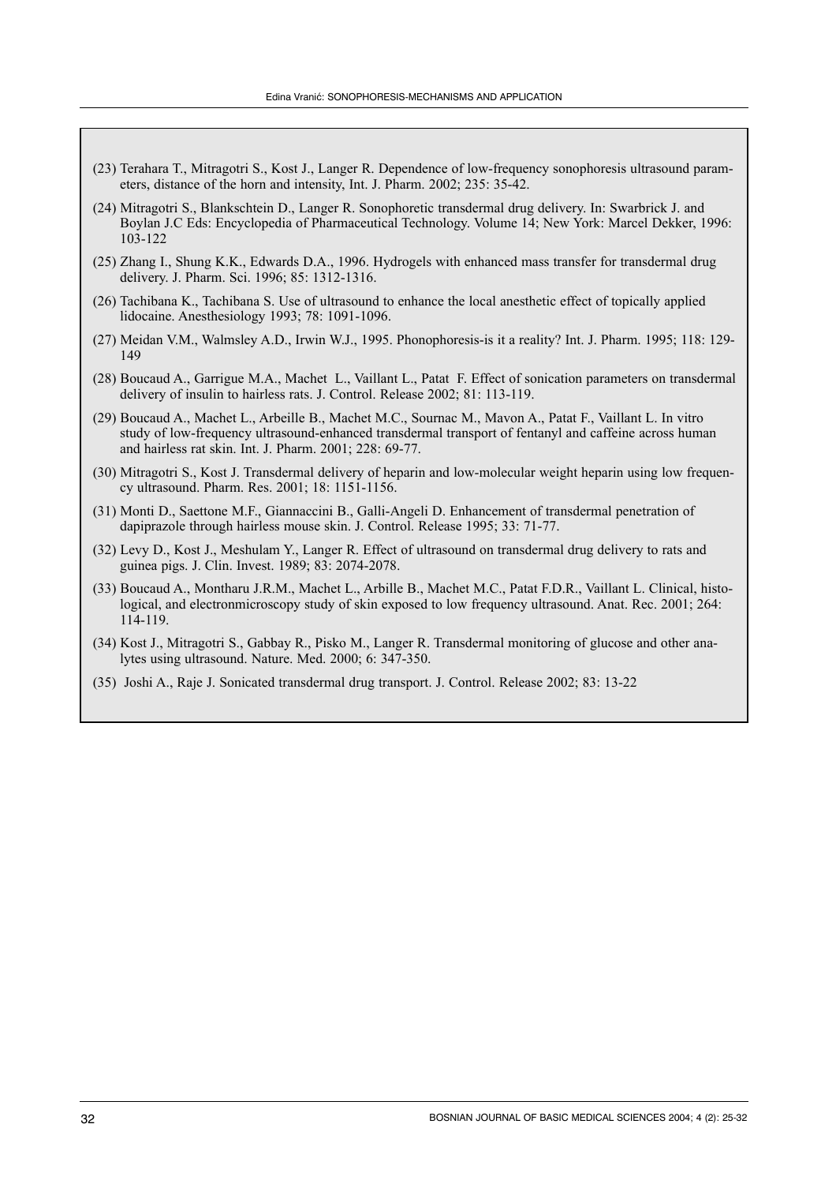(23) Terahara T., Mitragotri S., Kost J., Langer R. Dependence of low-frequency sonophoresis ultrasound parameters, distance of the horn and intensity, Int. J. Pharm. 2002; 235: 35-42.

(24) Mitragotri S., Blankschtein D., Langer R. Sonophoretic transdermal drug delivery. In: Swarbrick J. and Boylan J.C Eds: Encyclopedia of Pharmaceutical Technology. Volume 14; New York: Marcel Dekker, 1996: 103-122

(25) Zhang I., Shung K.K., Edwards D.A., 1996. Hydrogels with enhanced mass transfer for transdermal drug delivery. J. Pharm. Sci. 1996; 85: 1312-1316.

(26) Tachibana K., Tachibana S. Use of ultrasound to enhance the local anesthetic effect of topically applied lidocaine. Anesthesiology 1993; 78: 1091-1096.

(27) Meidan V.M., Walmsley A.D., Irwin W.J., 1995. Phonophoresis-is it a reality? Int. J. Pharm. 1995; 118: 129-149

(28) Boucaud A., Garrigue M.A., Machet L., Vaillant L., Patat F. Effect of sonication parameters on transdermal delivery of insulin to hairless rats. J. Control. Release 2002; 81: 113-119.

(29) Boucaud A., Machet L., Arbeille B., Machet M.C., Sournac M., Mavon A., Patat F., Vaillant L. In vitro study of low-frequency ultrasound-enhanced transdermal transport of fentanyl and caffeine across human and hairless rat skin. Int. J. Pharm. 2001; 228: 69-77.

(30) Mitragotri S., Kost J. Transdermal delivery of heparin and low-molecular weight heparin using low frequency ultrasound. Pharm. Res. 2001; 18: 1151-1156.

(31) Monti D., Saettone M.F., Giannaccini B., Galli-Angeli D. Enhancement of transdermal penetration of dapiprazole through hairless mouse skin. J. Control. Release 1995; 33: 71-77.

(32) Levy D., Kost J., Meshulam Y., Langer R. Effect of ultrasound on transdermal drug delivery to rats and guinea pigs. J. Clin. Invest. 1989; 83: 2074-2078.

(33) Boucaud A., Montharu J.R.M., Machet L., Arbille B., Machet M.C., Patat F.D.R., Vaillant L. Clinical, histological, and electronmicroscopy study of skin exposed to low frequency ultrasound. Anat. Rec. 2001; 264: 114-119.

(34) Kost J., Mitragotri S., Gabbay R., Pisko M., Langer R. Transdermal monitoring of glucose and other analytes using ultrasound. Nature. Med. 2000; 6: 347-350.

(35) Joshi A., Raje J. Sonicated transdermal drug transport. J. Control. Release 2002; 83: 13-22